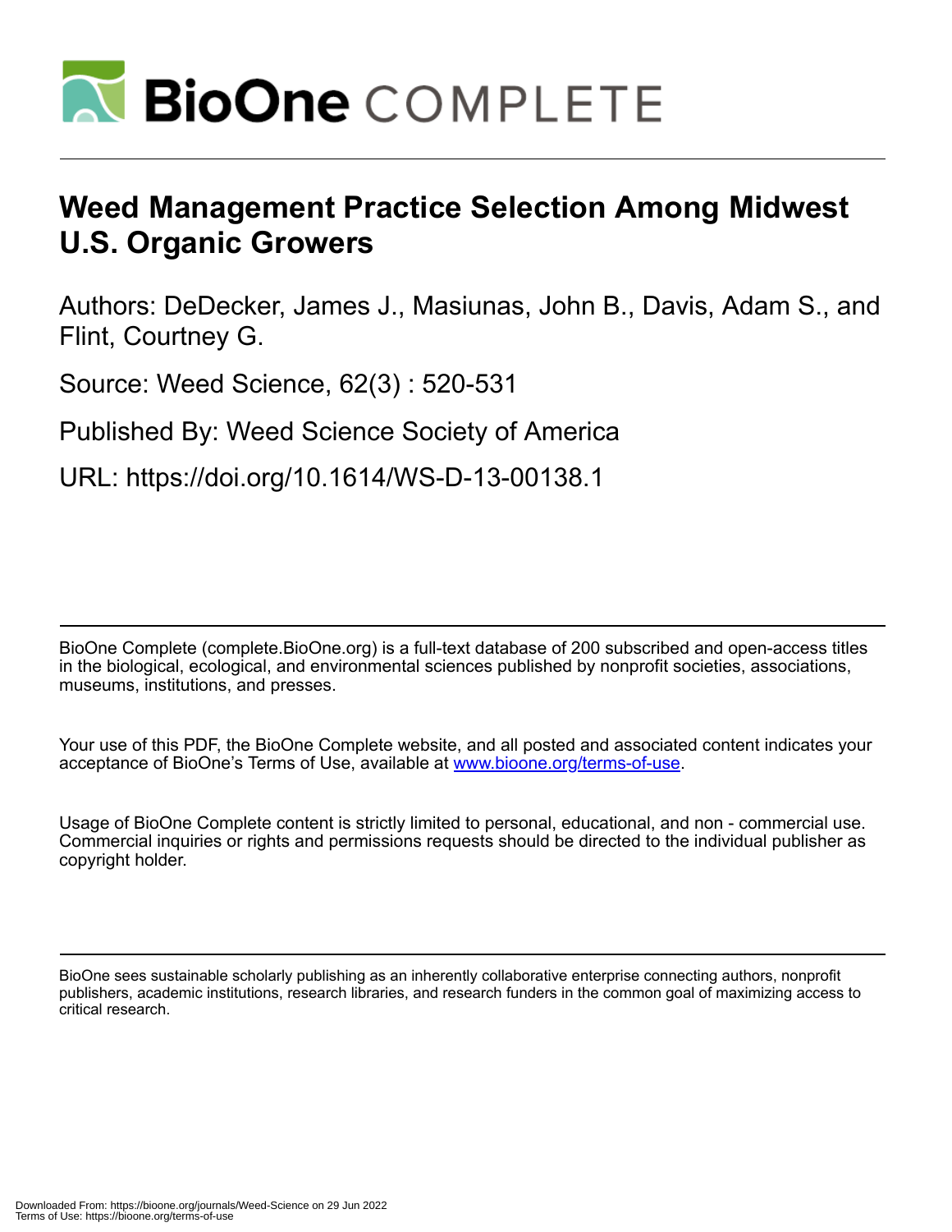# BioOne COMPLETE

# Weed Management Practice Selection Among Midwest U.S. Organic Growers

Authors: DeDecker, James J., Masiunas, John B., Davis, Adam S., and Flint, Courtney G.

Source: Weed Science, 62(3) : 520-531

Published By: Weed Science Society of America

URL: https://doi.org/10.1614/WS-D-13-00138.1

BioOne Complete (complete.BioOne.org) is a full-text database of 200 subscribed and open-access titles in the biological, ecological, and environmental sciences published by nonprofit societies, associations, museums, institutions, and presses.

Your use of this PDF, the BioOne Complete website, and all posted and associated content indicates your acceptance of BioOne's Terms of Use, available at www.bioone.org/terms-of-use.

Usage of BioOne Complete content is strictly limited to personal, educational, and non - commercial use. Commercial inquiries or rights and permissions requests should be directed to the individual publisher as copyright holder.

BioOne sees sustainable scholarly publishing as an inherently collaborative enterprise connecting authors, nonprofit publishers, academic institutions, research libraries, and research funders in the common goal of maximizing access to critical research.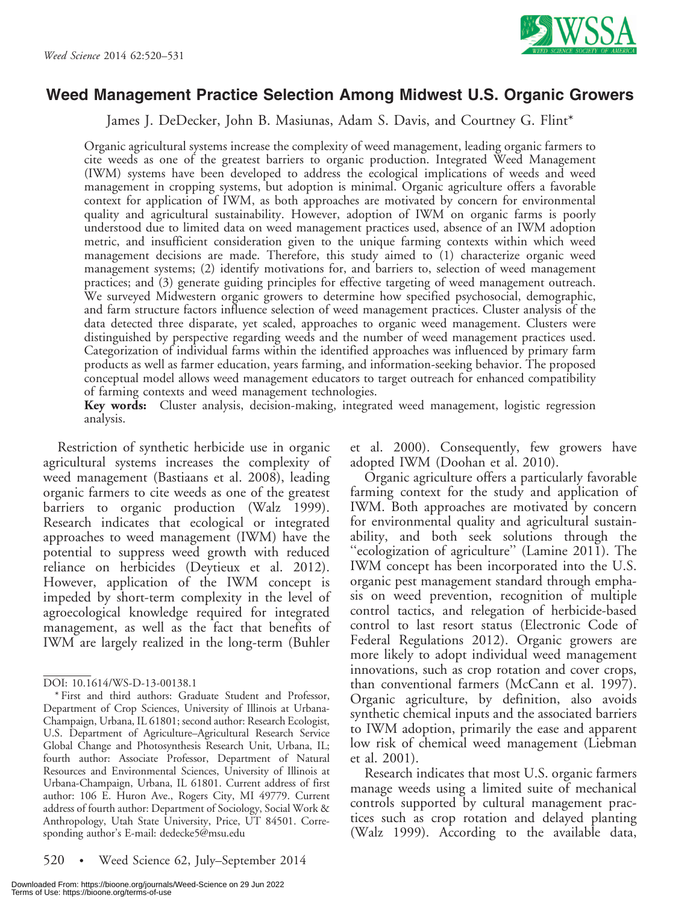# Weed Management Practice Selection Among Midwest U.S. Organic Growers

James J. DeDecker, John B. Masiunas, Adam S. Davis, and Courtney G. Flint*

Organic agricultural systems increase the complexity of weed management, leading organic farmers to cite weeds as one of the greatest barriers to organic production. Integrated Weed Management (IWM) systems have been developed to address the ecological implications of weeds and weed management in cropping systems, but adoption is minimal. Organic agriculture offers a favorable context for application of IWM, as both approaches are motivated by concern for environmental quality and agricultural sustainability. However, adoption of IWM on organic farms is poorly understood due to limited data on weed management practices used, absence of an IWM adoption metric, and insufficient consideration given to the unique farming contexts within which weed management decisions are made. Therefore, this study aimed to (1) characterize organic weed management systems; (2) identify motivations for, and barriers to, selection of weed management practices; and (3) generate guiding principles for effective targeting of weed management outreach. We surveyed Midwestern organic growers to determine how specified psychosocial, demographic, and farm structure factors influence selection of weed management practices. Cluster analysis of the data detected three disparate, yet scaled, approaches to organic weed management. Clusters were distinguished by perspective regarding weeds and the number of weed management practices used. Categorization of individual farms within the identified approaches was influenced by primary farm products as well as farmer education, years farming, and information-seeking behavior. The proposed conceptual model allows weed management educators to target outreach for enhanced compatibility of farming contexts and weed management technologies.

**Key words:** Cluster analysis, decision-making, integrated weed management, logistic regression analysis.

Restriction of synthetic herbicide use in organic agricultural systems increases the complexity of weed management (Bastiaans et al. 2008), leading organic farmers to cite weeds as one of the greatest barriers to organic production (Walz 1999). Research indicates that ecological or integrated approaches to weed management (IWM) have the potential to suppress weed growth with reduced reliance on herbicides (Deytieux et al. 2012). However, application of the IWM concept is impeded by short-term complexity in the level of agroecological knowledge required for integrated management, as well as the fact that benefits of IWM are largely realized in the long-term (Buhler et al. 2000). Consequently, few growers have adopted IWM (Doohan et al. 2010).

Organic agriculture offers a particularly favorable farming context for the study and application of IWM. Both approaches are motivated by concern for environmental quality and agricultural sustainability, and both seek solutions through the "ecologization of agriculture" (Lamine 2011). The IWM concept has been incorporated into the U.S. organic pest management standard through emphasis on weed prevention, recognition of multiple control tactics, and relegation of herbicide-based control to last resort status (Electronic Code of Federal Regulations 2012). Organic growers are more likely to adopt individual weed management innovations, such as crop rotation and cover crops, than conventional farmers (McCann et al. 1997). Organic agriculture, by definition, also avoids synthetic chemical inputs and the associated barriers to IWM adoption, primarily the ease and apparent low risk of chemical weed management (Liebman et al. 2001).

Research indicates that most U.S. organic farmers manage weeds using a limited suite of mechanical controls supported by cultural management practices such as crop rotation and delayed planting (Walz 1999). According to the available data,

---

DOI: 10.1614/WS-D-13-00138.1

* First and third authors: Graduate Student and Professor, Department of Crop Sciences, University of Illinois at Urbana-Champaign, Urbana, IL 61801; second author: Research Ecologist, U.S. Department of Agriculture–Agricultural Research Service Global Change and Photosynthesis Research Unit, Urbana, IL; fourth author: Associate Professor, Department of Natural Resources and Environmental Sciences, University of Illinois at Urbana-Champaign, Urbana, IL 61801. Current address of first author: 106 E. Huron Ave., Rogers City, MI 49779. Current address of fourth author: Department of Sociology, Social Work & Anthropology, Utah State University, Price, UT 84501. Corresponding author's E-mail: dedecke5@msu.edu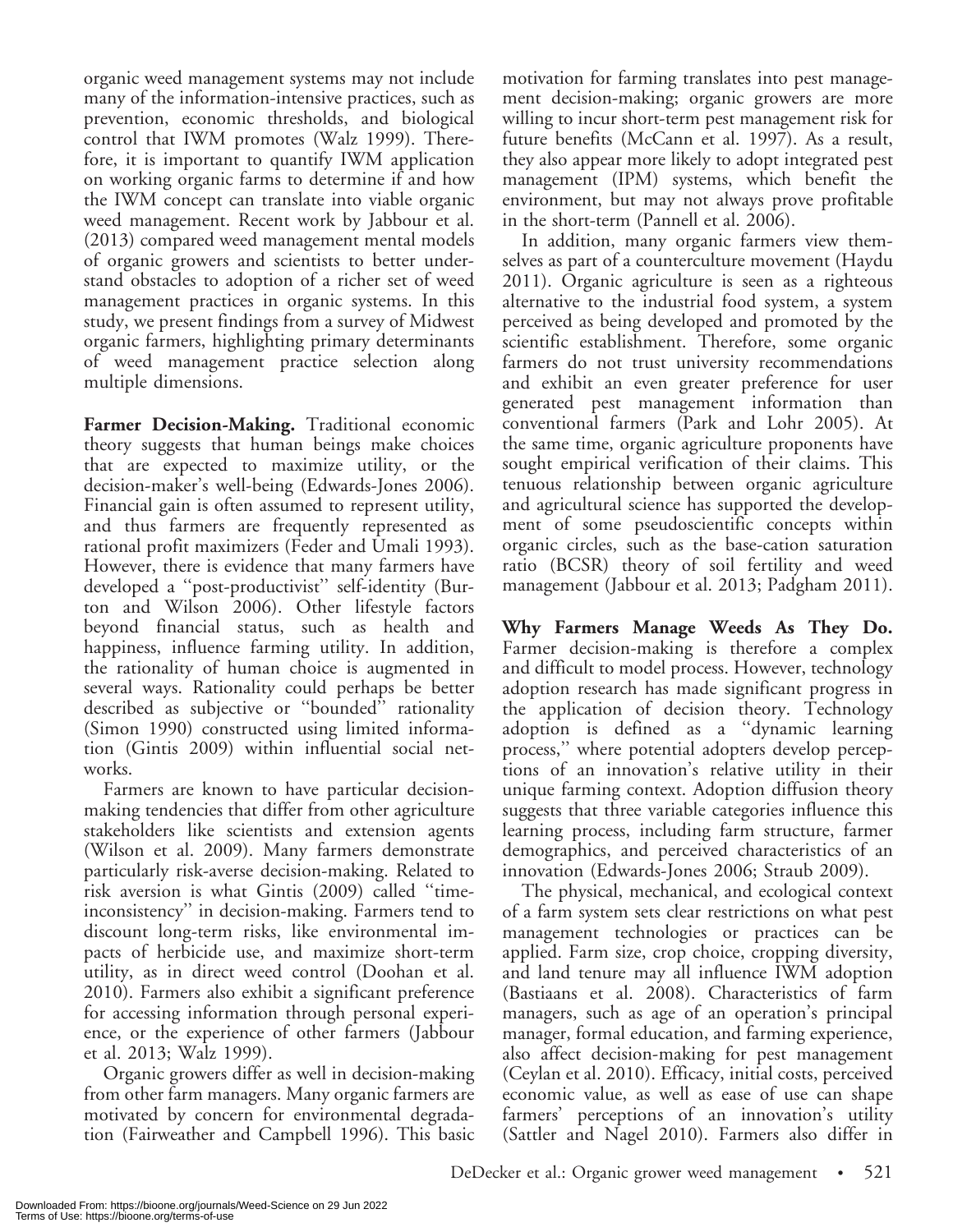organic weed management systems may not include many of the information-intensive practices, such as prevention, economic thresholds, and biological control that IWM promotes (Walz 1999). Therefore, it is important to quantify IWM application on working organic farms to determine if and how the IWM concept can translate into viable organic weed management. Recent work by Jabbour et al. (2013) compared weed management mental models of organic growers and scientists to better understand obstacles to adoption of a richer set of weed management practices in organic systems. In this study, we present findings from a survey of Midwest organic farmers, highlighting primary determinants of weed management practice selection along multiple dimensions.

**Farmer Decision-Making.** Traditional economic theory suggests that human beings make choices that are expected to maximize utility, or the decision-maker's well-being (Edwards-Jones 2006). Financial gain is often assumed to represent utility, and thus farmers are frequently represented as rational profit maximizers (Feder and Umali 1993). However, there is evidence that many farmers have developed a ''post-productivist'' self-identity (Burton and Wilson 2006). Other lifestyle factors beyond financial status, such as health and happiness, influence farming utility. In addition, the rationality of human choice is augmented in several ways. Rationality could perhaps be better described as subjective or ''bounded'' rationality (Simon 1990) constructed using limited information (Gintis 2009) within influential social networks.

Farmers are known to have particular decision-making tendencies that differ from other agriculture stakeholders like scientists and extension agents (Wilson et al. 2009). Many farmers demonstrate particularly risk-averse decision-making. Related to risk aversion is what Gintis (2009) called ''time-inconsistency'' in decision-making. Farmers tend to discount long-term risks, like environmental impacts of herbicide use, and maximize short-term utility, as in direct weed control (Doohan et al. 2010). Farmers also exhibit a significant preference for accessing information through personal experience, or the experience of other farmers (Jabbour et al. 2013; Walz 1999).

Organic growers differ as well in decision-making from other farm managers. Many organic farmers are motivated by concern for environmental degradation (Fairweather and Campbell 1996). This basic motivation for farming translates into pest management decision-making; organic growers are more willing to incur short-term pest management risk for future benefits (McCann et al. 1997). As a result, they also appear more likely to adopt integrated pest management (IPM) systems, which benefit the environment, but may not always prove profitable in the short-term (Pannell et al. 2006).

In addition, many organic farmers view themselves as part of a counterculture movement (Haydu 2011). Organic agriculture is seen as a righteous alternative to the industrial food system, a system perceived as being developed and promoted by the scientific establishment. Therefore, some organic farmers do not trust university recommendations and exhibit an even greater preference for user generated pest management information than conventional farmers (Park and Lohr 2005). At the same time, organic agriculture proponents have sought empirical verification of their claims. This tenuous relationship between organic agriculture and agricultural science has supported the development of some pseudoscientific concepts within organic circles, such as the base-cation saturation ratio (BCSR) theory of soil fertility and weed management (Jabbour et al. 2013; Padgham 2011).

**Why Farmers Manage Weeds As They Do.** Farmer decision-making is therefore a complex and difficult to model process. However, technology adoption research has made significant progress in the application of decision theory. Technology adoption is defined as a ''dynamic learning process,'' where potential adopters develop perceptions of an innovation's relative utility in their unique farming context. Adoption diffusion theory suggests that three variable categories influence this learning process, including farm structure, farmer demographics, and perceived characteristics of an innovation (Edwards-Jones 2006; Straub 2009).

The physical, mechanical, and ecological context of a farm system sets clear restrictions on what pest management technologies or practices can be applied. Farm size, crop choice, cropping diversity, and land tenure may all influence IWM adoption (Bastiaans et al. 2008). Characteristics of farm managers, such as age of an operation's principal manager, formal education, and farming experience, also affect decision-making for pest management (Ceylan et al. 2010). Efficacy, initial costs, perceived economic value, as well as ease of use can shape farmers' perceptions of an innovation's utility (Sattler and Nagel 2010). Farmers also differ in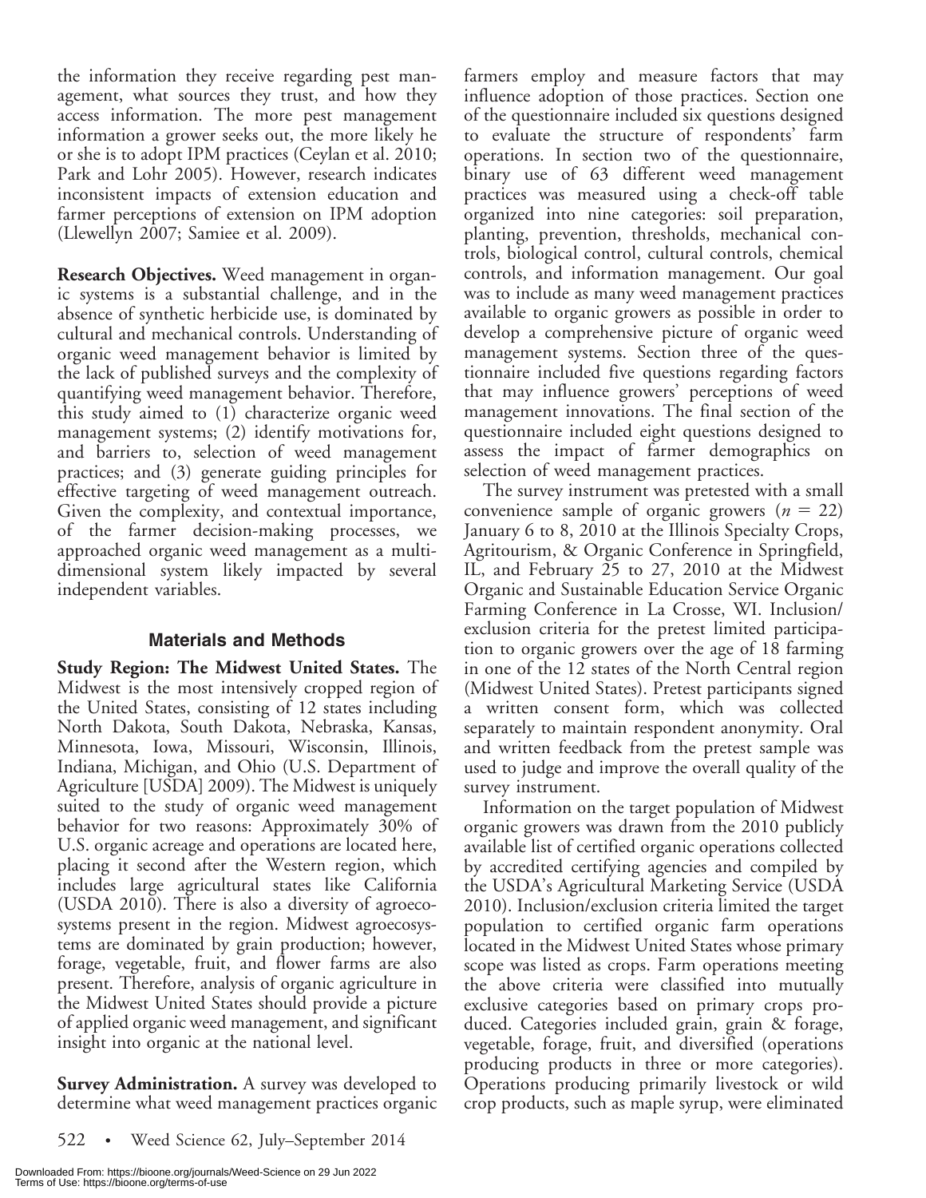the information they receive regarding pest management, what sources they trust, and how they access information. The more pest management information a grower seeks out, the more likely he or she is to adopt IPM practices (Ceylan et al. 2010; Park and Lohr 2005). However, research indicates inconsistent impacts of extension education and farmer perceptions of extension on IPM adoption (Llewellyn 2007; Samiee et al. 2009).

**Research Objectives.** Weed management in organic systems is a substantial challenge, and in the absence of synthetic herbicide use, is dominated by cultural and mechanical controls. Understanding of organic weed management behavior is limited by the lack of published surveys and the complexity of quantifying weed management behavior. Therefore, this study aimed to (1) characterize organic weed management systems; (2) identify motivations for, and barriers to, selection of weed management practices; and (3) generate guiding principles for effective targeting of weed management outreach. Given the complexity, and contextual importance, of the farmer decision-making processes, we approached organic weed management as a multidimensional system likely impacted by several independent variables.

## Materials and Methods

**Study Region: The Midwest United States.** The Midwest is the most intensively cropped region of the United States, consisting of 12 states including North Dakota, South Dakota, Nebraska, Kansas, Minnesota, Iowa, Missouri, Wisconsin, Illinois, Indiana, Michigan, and Ohio (U.S. Department of Agriculture [USDA] 2009). The Midwest is uniquely suited to the study of organic weed management behavior for two reasons: Approximately 30% of U.S. organic acreage and operations are located here, placing it second after the Western region, which includes large agricultural states like California (USDA 2010). There is also a diversity of agroecosystems present in the region. Midwest agroecosystems are dominated by grain production; however, forage, vegetable, fruit, and flower farms are also present. Therefore, analysis of organic agriculture in the Midwest United States should provide a picture of applied organic weed management, and significant insight into organic at the national level.

**Survey Administration.** A survey was developed to determine what weed management practices organic farmers employ and measure factors that may influence adoption of those practices. Section one of the questionnaire included six questions designed to evaluate the structure of respondents' farm operations. In section two of the questionnaire, binary use of 63 different weed management practices was measured using a check-off table organized into nine categories: soil preparation, planting, prevention, thresholds, mechanical controls, biological control, cultural controls, chemical controls, and information management. Our goal was to include as many weed management practices available to organic growers as possible in order to develop a comprehensive picture of organic weed management systems. Section three of the questionnaire included five questions regarding factors that may influence growers' perceptions of weed management innovations. The final section of the questionnaire included eight questions designed to assess the impact of farmer demographics on selection of weed management practices.

The survey instrument was pretested with a small convenience sample of organic growers ($n = 22$) January 6 to 8, 2010 at the Illinois Specialty Crops, Agritourism, & Organic Conference in Springfield, IL, and February 25 to 27, 2010 at the Midwest Organic and Sustainable Education Service Organic Farming Conference in La Crosse, WI. Inclusion/exclusion criteria for the pretest limited participation to organic growers over the age of 18 farming in one of the 12 states of the North Central region (Midwest United States). Pretest participants signed a written consent form, which was collected separately to maintain respondent anonymity. Oral and written feedback from the pretest sample was used to judge and improve the overall quality of the survey instrument.

Information on the target population of Midwest organic growers was drawn from the 2010 publicly available list of certified organic operations collected by accredited certifying agencies and compiled by the USDA's Agricultural Marketing Service (USDA 2010). Inclusion/exclusion criteria limited the target population to certified organic farm operations located in the Midwest United States whose primary scope was listed as crops. Farm operations meeting the above criteria were classified into mutually exclusive categories based on primary crops produced. Categories included grain, grain & forage, vegetable, forage, fruit, and diversified (operations producing products in three or more categories). Operations producing primarily livestock or wild crop products, such as maple syrup, were eliminated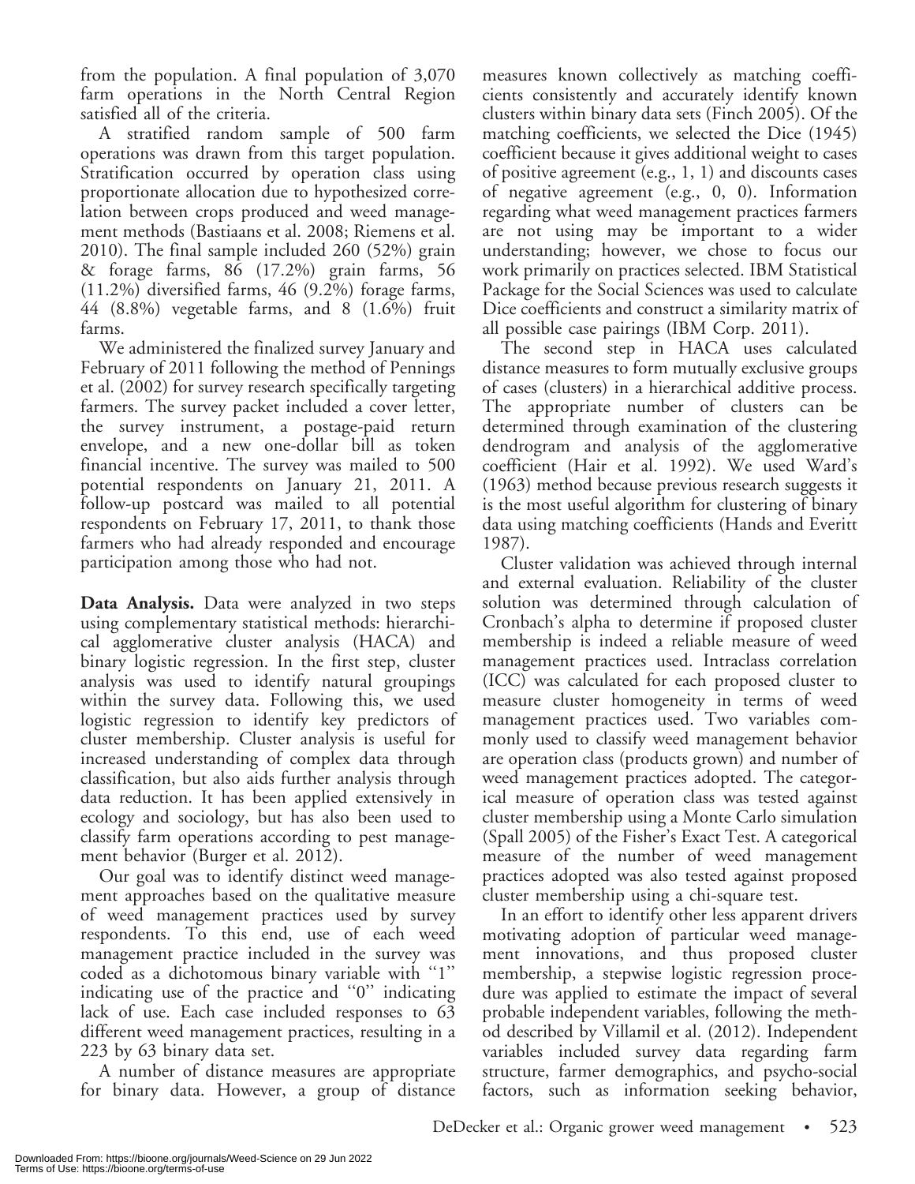from the population. A final population of 3,070 farm operations in the North Central Region satisfied all of the criteria.

A stratified random sample of 500 farm operations was drawn from this target population. Stratification occurred by operation class using proportionate allocation due to hypothesized correlation between crops produced and weed management methods (Bastiaans et al. 2008; Riemens et al. 2010). The final sample included 260 (52%) grain & forage farms, 86 (17.2%) grain farms, 56 (11.2%) diversified farms, 46 (9.2%) forage farms, 44 (8.8%) vegetable farms, and 8 (1.6%) fruit farms.

We administered the finalized survey January and February of 2011 following the method of Pennings et al. (2002) for survey research specifically targeting farmers. The survey packet included a cover letter, the survey instrument, a postage-paid return envelope, and a new one-dollar bill as token financial incentive. The survey was mailed to 500 potential respondents on January 21, 2011. A follow-up postcard was mailed to all potential respondents on February 17, 2011, to thank those farmers who had already responded and encourage participation among those who had not.

**Data Analysis.** Data were analyzed in two steps using complementary statistical methods: hierarchical agglomerative cluster analysis (HACA) and binary logistic regression. In the first step, cluster analysis was used to identify natural groupings within the survey data. Following this, we used logistic regression to identify key predictors of cluster membership. Cluster analysis is useful for increased understanding of complex data through classification, but also aids further analysis through data reduction. It has been applied extensively in ecology and sociology, but has also been used to classify farm operations according to pest management behavior (Burger et al. 2012).

Our goal was to identify distinct weed management approaches based on the qualitative measure of weed management practices used by survey respondents. To this end, use of each weed management practice included in the survey was coded as a dichotomous binary variable with "1" indicating use of the practice and "0" indicating lack of use. Each case included responses to 63 different weed management practices, resulting in a 223 by 63 binary data set.

A number of distance measures are appropriate for binary data. However, a group of distance measures known collectively as matching coefficients consistently and accurately identify known clusters within binary data sets (Finch 2005). Of the matching coefficients, we selected the Dice (1945) coefficient because it gives additional weight to cases of positive agreement (e.g., 1, 1) and discounts cases of negative agreement (e.g., 0, 0). Information regarding what weed management practices farmers are not using may be important to a wider understanding; however, we chose to focus our work primarily on practices selected. IBM Statistical Package for the Social Sciences was used to calculate Dice coefficients and construct a similarity matrix of all possible case pairings (IBM Corp. 2011).

The second step in HACA uses calculated distance measures to form mutually exclusive groups of cases (clusters) in a hierarchical additive process. The appropriate number of clusters can be determined through examination of the clustering dendrogram and analysis of the agglomerative coefficient (Hair et al. 1992). We used Ward's (1963) method because previous research suggests it is the most useful algorithm for clustering of binary data using matching coefficients (Hands and Everitt 1987).

Cluster validation was achieved through internal and external evaluation. Reliability of the cluster solution was determined through calculation of Cronbach's alpha to determine if proposed cluster membership is indeed a reliable measure of weed management practices used. Intraclass correlation (ICC) was calculated for each proposed cluster to measure cluster homogeneity in terms of weed management practices used. Two variables commonly used to classify weed management behavior are operation class (products grown) and number of weed management practices adopted. The categorical measure of operation class was tested against cluster membership using a Monte Carlo simulation (Spall 2005) of the Fisher's Exact Test. A categorical measure of the number of weed management practices adopted was also tested against proposed cluster membership using a chi-square test.

In an effort to identify other less apparent drivers motivating adoption of particular weed management innovations, and thus proposed cluster membership, a stepwise logistic regression procedure was applied to estimate the impact of several probable independent variables, following the method described by Villamil et al. (2012). Independent variables included survey data regarding farm structure, farmer demographics, and psycho-social factors, such as information seeking behavior,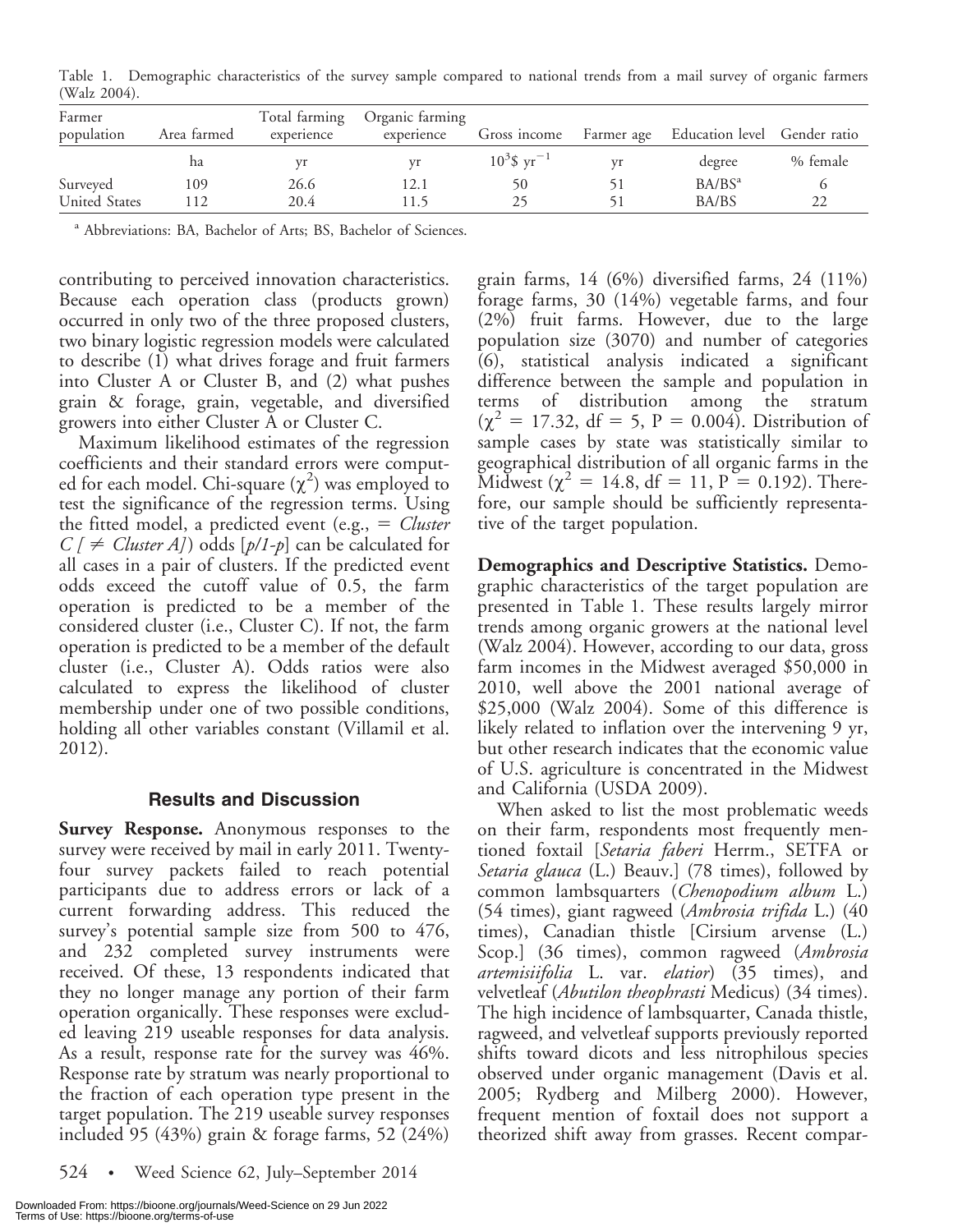Table 1. Demographic characteristics of the survey sample compared to national trends from a mail survey of organic farmers (Walz 2004).

| Farmer population | Area farmed | Total farming experience | Organic farming experience | Gross income | Farmer age | Education level | Gender ratio |
|---|---|---|---|---|---|---|---|
| | ha | yr | yr | $10^3$\$ yr$^{-1}$ | yr | degree | % female |
| Surveyed | 109 | 26.6 | 12.1 | 50 | 51 | BA/BS[a] | 6 |
| United States | 112 | 20.4 | 11.5 | 25 | 51 | BA/BS | 22 |

[a] Abbreviations: BA, Bachelor of Arts; BS, Bachelor of Sciences.

contributing to perceived innovation characteristics. Because each operation class (products grown) occurred in only two of the three proposed clusters, two binary logistic regression models were calculated to describe (1) what drives forage and fruit farmers into Cluster A or Cluster B, and (2) what pushes grain & forage, grain, vegetable, and diversified growers into either Cluster A or Cluster C.

Maximum likelihood estimates of the regression coefficients and their standard errors were computed for each model. Chi-square ($\chi^2$) was employed to test the significance of the regression terms. Using the fitted model, a predicted event (e.g., = *Cluster C [ ≠ Cluster A]*) odds [*p/1-p*] can be calculated for all cases in a pair of clusters. If the predicted event odds exceed the cutoff value of 0.5, the farm operation is predicted to be a member of the considered cluster (i.e., Cluster C). If not, the farm operation is predicted to be a member of the default cluster (i.e., Cluster A). Odds ratios were also calculated to express the likelihood of cluster membership under one of two possible conditions, holding all other variables constant (Villamil et al. 2012).

## Results and Discussion

**Survey Response.** Anonymous responses to the survey were received by mail in early 2011. Twenty-four survey packets failed to reach potential participants due to address errors or lack of a current forwarding address. This reduced the survey's potential sample size from 500 to 476, and 232 completed survey instruments were received. Of these, 13 respondents indicated that they no longer manage any portion of their farm operation organically. These responses were excluded leaving 219 useable responses for data analysis. As a result, response rate for the survey was 46%. Response rate by stratum was nearly proportional to the fraction of each operation type present in the target population. The 219 useable survey responses included 95 (43%) grain & forage farms, 52 (24%) grain farms, 14 (6%) diversified farms, 24 (11%) forage farms, 30 (14%) vegetable farms, and four (2%) fruit farms. However, due to the large population size (3070) and number of categories (6), statistical analysis indicated a significant difference between the sample and population in terms of distribution among the stratum ($\chi^2$ = 17.32, df = 5, P = 0.004). Distribution of sample cases by state was statistically similar to geographical distribution of all organic farms in the Midwest ($\chi^2$ = 14.8, df = 11, P = 0.192). Therefore, our sample should be sufficiently representative of the target population.

**Demographics and Descriptive Statistics.** Demographic characteristics of the target population are presented in Table 1. These results largely mirror trends among organic growers at the national level (Walz 2004). However, according to our data, gross farm incomes in the Midwest averaged $50,000 in 2010, well above the 2001 national average of $25,000 (Walz 2004). Some of this difference is likely related to inflation over the intervening 9 yr, but other research indicates that the economic value of U.S. agriculture is concentrated in the Midwest and California (USDA 2009).

When asked to list the most problematic weeds on their farm, respondents most frequently mentioned foxtail [*Setaria faberi* Herrm., SETFA or *Setaria glauca* (L.) Beauv.] (78 times), followed by common lambsquarters (*Chenopodium album* L.) (54 times), giant ragweed (*Ambrosia trifida* L.) (40 times), Canadian thistle [Cirsium arvense (L.) Scop.] (36 times), common ragweed (*Ambrosia artemisiifolia* L. var. *elatior*) (35 times), and velvetleaf (*Abutilon theophrasti* Medicus) (34 times). The high incidence of lambsquarter, Canada thistle, ragweed, and velvetleaf supports previously reported shifts toward dicots and less nitrophilous species observed under organic management (Davis et al. 2005; Rydberg and Milberg 2000). However, frequent mention of foxtail does not support a theorized shift away from grasses. Recent compar-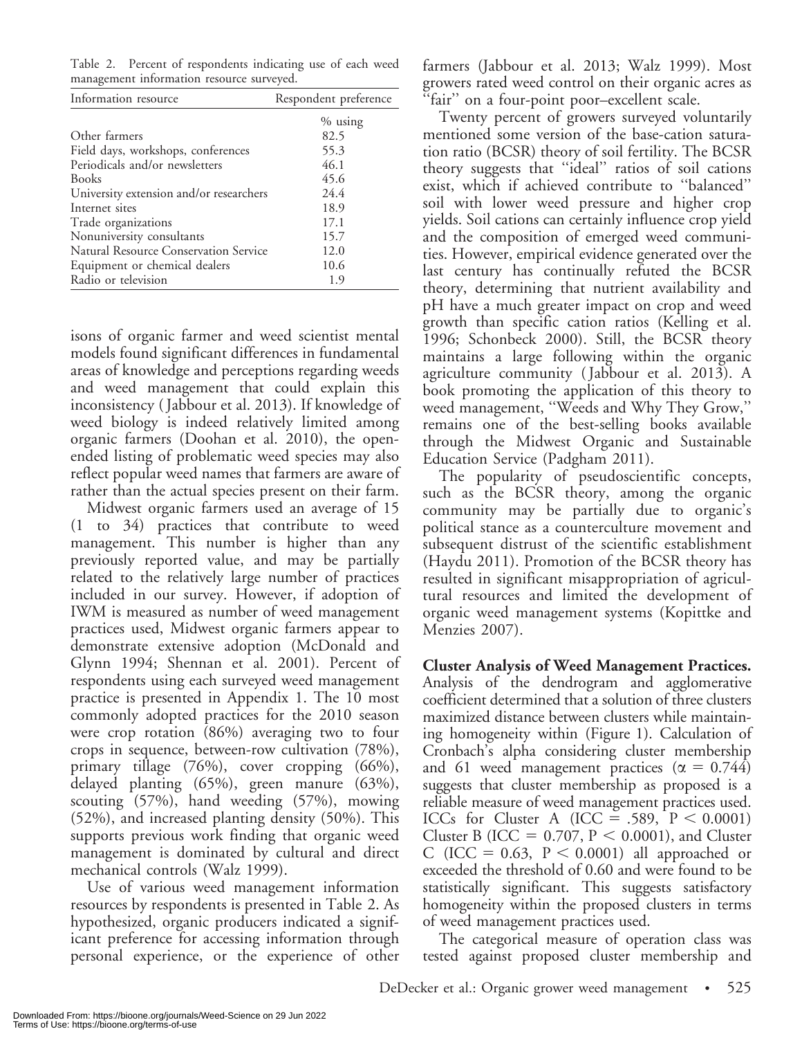Table 2. Percent of respondents indicating use of each weed management information resource surveyed.

| Information resource | Respondent preference |
|---|---|
| | % using |
| Other farmers | 82.5 |
| Field days, workshops, conferences | 55.3 |
| Periodicals and/or newsletters | 46.1 |
| Books | 45.6 |
| University extension and/or researchers | 24.4 |
| Internet sites | 18.9 |
| Trade organizations | 17.1 |
| Nonuniversity consultants | 15.7 |
| Natural Resource Conservation Service | 12.0 |
| Equipment or chemical dealers | 10.6 |
| Radio or television | 1.9 |

isons of organic farmer and weed scientist mental models found significant differences in fundamental areas of knowledge and perceptions regarding weeds and weed management that could explain this inconsistency (Jabbour et al. 2013). If knowledge of weed biology is indeed relatively limited among organic farmers (Doohan et al. 2010), the open-ended listing of problematic weed species may also reflect popular weed names that farmers are aware of rather than the actual species present on their farm.

Midwest organic farmers used an average of 15 (1 to 34) practices that contribute to weed management. This number is higher than any previously reported value, and may be partially related to the relatively large number of practices included in our survey. However, if adoption of IWM is measured as number of weed management practices used, Midwest organic farmers appear to demonstrate extensive adoption (McDonald and Glynn 1994; Shennan et al. 2001). Percent of respondents using each surveyed weed management practice is presented in Appendix 1. The 10 most commonly adopted practices for the 2010 season were crop rotation (86%) averaging two to four crops in sequence, between-row cultivation (78%), primary tillage (76%), cover cropping (66%), delayed planting (65%), green manure (63%), scouting (57%), hand weeding (57%), mowing (52%), and increased planting density (50%). This supports previous work finding that organic weed management is dominated by cultural and direct mechanical controls (Walz 1999).

Use of various weed management information resources by respondents is presented in Table 2. As hypothesized, organic producers indicated a significant preference for accessing information through personal experience, or the experience of other farmers (Jabbour et al. 2013; Walz 1999). Most growers rated weed control on their organic acres as "fair" on a four-point poor–excellent scale.

Twenty percent of growers surveyed voluntarily mentioned some version of the base-cation saturation ratio (BCSR) theory of soil fertility. The BCSR theory suggests that "ideal" ratios of soil cations exist, which if achieved contribute to "balanced" soil with lower weed pressure and higher crop yields. Soil cations can certainly influence crop yield and the composition of emerged weed communities. However, empirical evidence generated over the last century has continually refuted the BCSR theory, determining that nutrient availability and pH have a much greater impact on crop and weed growth than specific cation ratios (Kelling et al. 1996; Schonbeck 2000). Still, the BCSR theory maintains a large following within the organic agriculture community (Jabbour et al. 2013). A book promoting the application of this theory to weed management, "Weeds and Why They Grow," remains one of the best-selling books available through the Midwest Organic and Sustainable Education Service (Padgham 2011).

The popularity of pseudoscientific concepts, such as the BCSR theory, among the organic community may be partially due to organic's political stance as a counterculture movement and subsequent distrust of the scientific establishment (Haydu 2011). Promotion of the BCSR theory has resulted in significant misappropriation of agricultural resources and limited the development of organic weed management systems (Kopittke and Menzies 2007).

**Cluster Analysis of Weed Management Practices.** Analysis of the dendrogram and agglomerative coefficient determined that a solution of three clusters maximized distance between clusters while maintaining homogeneity within (Figure 1). Calculation of Cronbach's alpha considering cluster membership and 61 weed management practices ($\alpha = 0.744$) suggests that cluster membership as proposed is a reliable measure of weed management practices used. ICCs for Cluster A (ICC $= .589$, $P < 0.0001$) Cluster B (ICC $= 0.707$, $P < 0.0001$), and Cluster C (ICC $= 0.63$, $P < 0.0001$) all approached or exceeded the threshold of 0.60 and were found to be statistically significant. This suggests satisfactory homogeneity within the proposed clusters in terms of weed management practices used.

The categorical measure of operation class was tested against proposed cluster membership and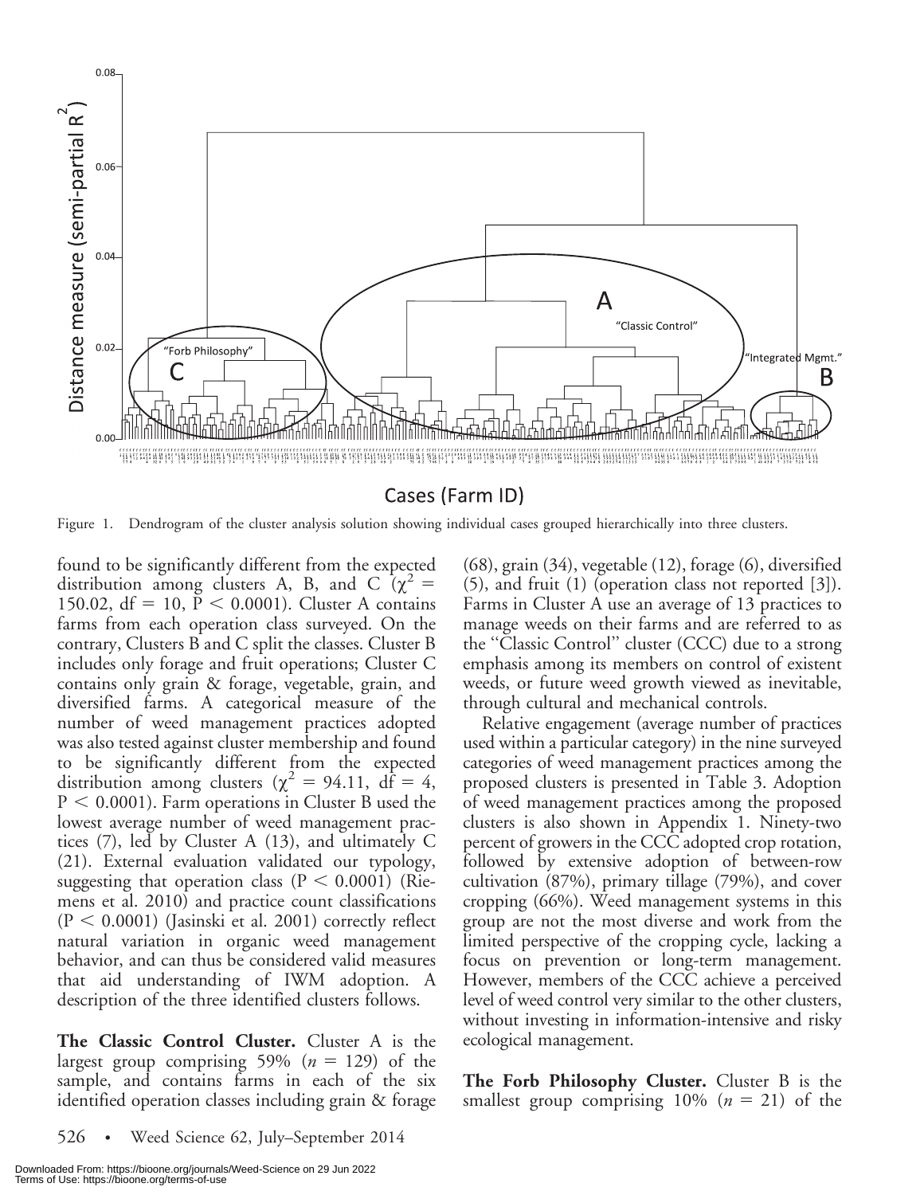Figure 1. Dendrogram of the cluster analysis solution showing individual cases grouped hierarchically into three clusters.

found to be significantly different from the expected distribution among clusters A, B, and C ($\chi^2 = 150.02$, df = 10, $P < 0.0001$). Cluster A contains farms from each operation class surveyed. On the contrary, Clusters B and C split the classes. Cluster B includes only forage and fruit operations; Cluster C contains only grain & forage, vegetable, grain, and diversified farms. A categorical measure of the number of weed management practices adopted was also tested against cluster membership and found to be significantly different from the expected distribution among clusters ($\chi^2 = 94.11$, df = 4, $P < 0.0001$). Farm operations in Cluster B used the lowest average number of weed management practices (7), led by Cluster A (13), and ultimately C (21). External evaluation validated our typology, suggesting that operation class ($P < 0.0001$) (Riemens et al. 2010) and practice count classifications ($P < 0.0001$) (Jasinski et al. 2001) correctly reflect natural variation in organic weed management behavior, and can thus be considered valid measures that aid understanding of IWM adoption. A description of the three identified clusters follows.

**The Classic Control Cluster.** Cluster A is the largest group comprising 59% ($n = 129$) of the sample, and contains farms in each of the six identified operation classes including grain & forage (68), grain (34), vegetable (12), forage (6), diversified (5), and fruit (1) (operation class not reported [3]). Farms in Cluster A use an average of 13 practices to manage weeds on their farms and are referred to as the "Classic Control" cluster (CCC) due to a strong emphasis among its members on control of existent weeds, or future weed growth viewed as inevitable, through cultural and mechanical controls.

Relative engagement (average number of practices used within a particular category) in the nine surveyed categories of weed management practices among the proposed clusters is presented in Table 3. Adoption of weed management practices among the proposed clusters is also shown in Appendix 1. Ninety-two percent of growers in the CCC adopted crop rotation, followed by extensive adoption of between-row cultivation (87%), primary tillage (79%), and cover cropping (66%). Weed management systems in this group are not the most diverse and work from the limited perspective of the cropping cycle, lacking a focus on prevention or long-term management. However, members of the CCC achieve a perceived level of weed control very similar to the other clusters, without investing in information-intensive and risky ecological management.

**The Forb Philosophy Cluster.** Cluster B is the smallest group comprising 10% ($n = 21$) of the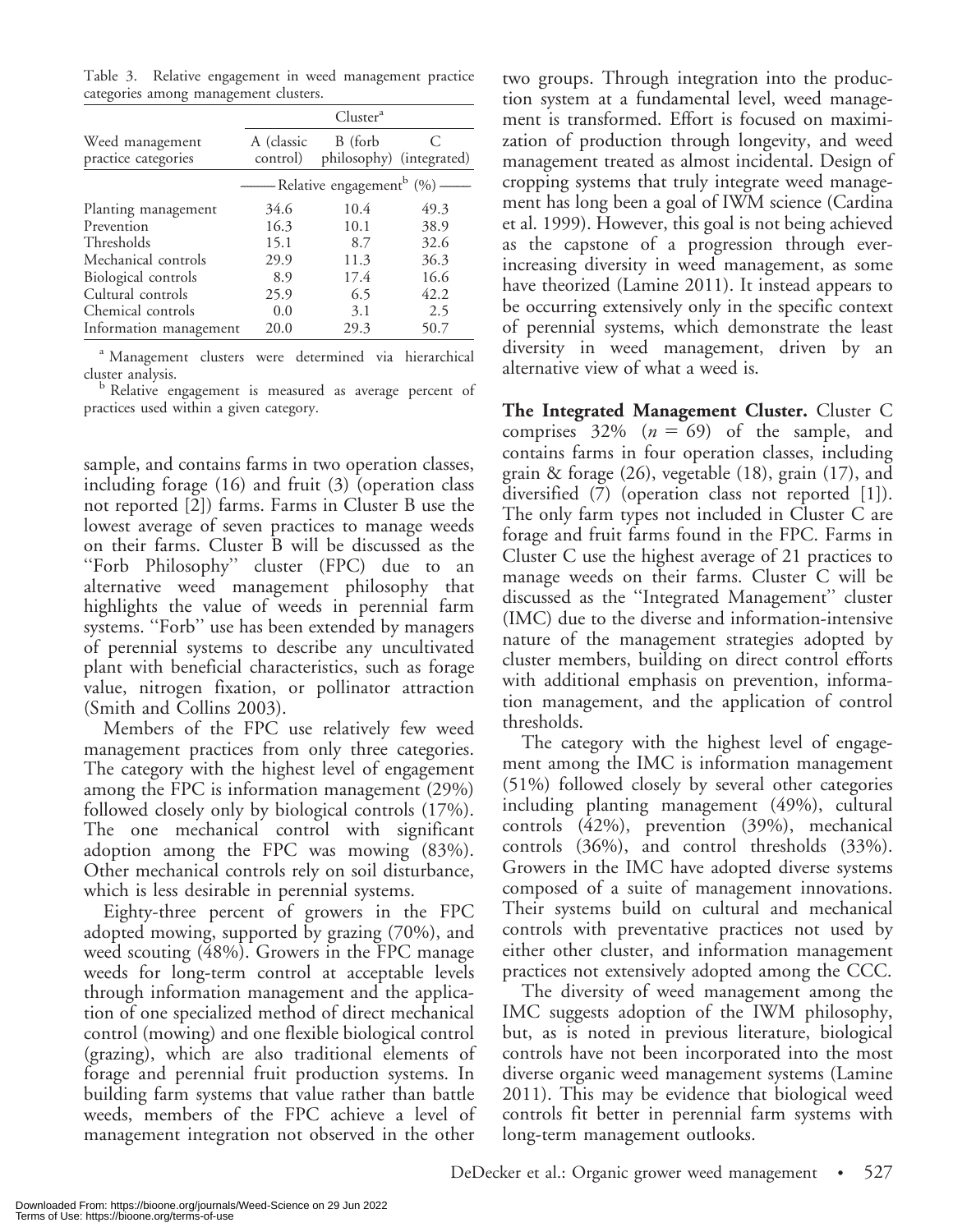Table 3. Relative engagement in weed management practice categories among management clusters.

| Weed management practice categories | Cluster[a] | | |
|---|---|---|---|
| | A (classic control) | B (forb philosophy) | C (integrated) |
| | Relative engagement[b] (%) | | |
| Planting management | 34.6 | 10.4 | 49.3 |
| Prevention | 16.3 | 10.1 | 38.9 |
| Thresholds | 15.1 | 8.7 | 32.6 |
| Mechanical controls | 29.9 | 11.3 | 36.3 |
| Biological controls | 8.9 | 17.4 | 16.6 |
| Cultural controls | 25.9 | 6.5 | 42.2 |
| Chemical controls | 0.0 | 3.1 | 2.5 |
| Information management | 20.0 | 29.3 | 50.7 |

[a] Management clusters were determined via hierarchical cluster analysis.

[b] Relative engagement is measured as average percent of practices used within a given category.

sample, and contains farms in two operation classes, including forage (16) and fruit (3) (operation class not reported [2]) farms. Farms in Cluster B use the lowest average of seven practices to manage weeds on their farms. Cluster B will be discussed as the "Forb Philosophy" cluster (FPC) due to an alternative weed management philosophy that highlights the value of weeds in perennial farm systems. "Forb" use has been extended by managers of perennial systems to describe any uncultivated plant with beneficial characteristics, such as forage value, nitrogen fixation, or pollinator attraction (Smith and Collins 2003).

Members of the FPC use relatively few weed management practices from only three categories. The category with the highest level of engagement among the FPC is information management (29%) followed closely only by biological controls (17%). The one mechanical control with significant adoption among the FPC was mowing (83%). Other mechanical controls rely on soil disturbance, which is less desirable in perennial systems.

Eighty-three percent of growers in the FPC adopted mowing, supported by grazing (70%), and weed scouting (48%). Growers in the FPC manage weeds for long-term control at acceptable levels through information management and the application of one specialized method of direct mechanical control (mowing) and one flexible biological control (grazing), which are also traditional elements of forage and perennial fruit production systems. In building farm systems that value rather than battle weeds, members of the FPC achieve a level of management integration not observed in the other two groups. Through integration into the production system at a fundamental level, weed management is transformed. Effort is focused on maximization of production through longevity, and weed management treated as almost incidental. Design of cropping systems that truly integrate weed management has long been a goal of IWM science (Cardina et al. 1999). However, this goal is not being achieved as the capstone of a progression through ever-increasing diversity in weed management, as some have theorized (Lamine 2011). It instead appears to be occurring extensively only in the specific context of perennial systems, which demonstrate the least diversity in weed management, driven by an alternative view of what a weed is.

**The Integrated Management Cluster.** Cluster C comprises 32% ($n = 69$) of the sample, and contains farms in four operation classes, including grain & forage (26), vegetable (18), grain (17), and diversified (7) (operation class not reported [1]). The only farm types not included in Cluster C are forage and fruit farms found in the FPC. Farms in Cluster C use the highest average of 21 practices to manage weeds on their farms. Cluster C will be discussed as the "Integrated Management" cluster (IMC) due to the diverse and information-intensive nature of the management strategies adopted by cluster members, building on direct control efforts with additional emphasis on prevention, information management, and the application of control thresholds.

The category with the highest level of engagement among the IMC is information management (51%) followed closely by several other categories including planting management (49%), cultural controls (42%), prevention (39%), mechanical controls (36%), and control thresholds (33%). Growers in the IMC have adopted diverse systems composed of a suite of management innovations. Their systems build on cultural and mechanical controls with preventative practices not used by either other cluster, and information management practices not extensively adopted among the CCC.

The diversity of weed management among the IMC suggests adoption of the IWM philosophy, but, as is noted in previous literature, biological controls have not been incorporated into the most diverse organic weed management systems (Lamine 2011). This may be evidence that biological weed controls fit better in perennial farm systems with long-term management outlooks.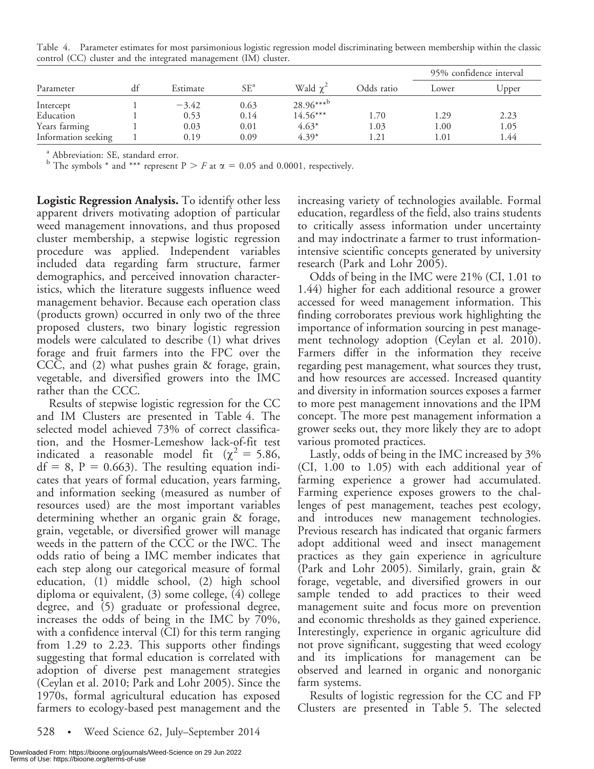Table 4. Parameter estimates for most parsimonious logistic regression model discriminating between membership within the classic control (CC) cluster and the integrated management (IM) cluster.

| Parameter | df | Estimate | SE[a] | Wald $\chi^2$ | Odds ratio | 95% confidence interval | |
|---|---|---|---|---|---|---|---|
| | | | | | | Lower | Upper |
| Intercept | 1 | −3.42 | 0.63 | 28.96***[b] | | | |
| Education | 1 | 0.53 | 0.14 | 14.56*** | 1.70 | 1.29 | 2.23 |
| Years farming | 1 | 0.03 | 0.01 | 4.63* | 1.03 | 1.00 | 1.05 |
| Information seeking | 1 | 0.19 | 0.09 | 4.39* | 1.21 | 1.01 | 1.44 |

[a] Abbreviation: SE, standard error.
[b] The symbols * and *** represent $P > F$ at $\alpha = 0.05$ and 0.0001, respectively.

**Logistic Regression Analysis.** To identify other less apparent drivers motivating adoption of particular weed management innovations, and thus proposed cluster membership, a stepwise logistic regression procedure was applied. Independent variables included data regarding farm structure, farmer demographics, and perceived innovation characteristics, which the literature suggests influence weed management behavior. Because each operation class (products grown) occurred in only two of the three proposed clusters, two binary logistic regression models were calculated to describe (1) what drives forage and fruit farmers into the FPC over the CCC, and (2) what pushes grain & forage, grain, vegetable, and diversified growers into the IMC rather than the CCC.

Results of stepwise logistic regression for the CC and IM Clusters are presented in Table 4. The selected model achieved 73% of correct classification, and the Hosmer-Lemeshow lack-of-fit test indicated a reasonable model fit ($\chi^2 = 5.86$, df = 8, P = 0.663). The resulting equation indicates that years of formal education, years farming, and information seeking (measured as number of resources used) are the most important variables determining whether an organic grain & forage, grain, vegetable, or diversified grower will manage weeds in the pattern of the CCC or the IWC. The odds ratio of being a IMC member indicates that each step along our categorical measure of formal education, (1) middle school, (2) high school diploma or equivalent, (3) some college, (4) college degree, and (5) graduate or professional degree, increases the odds of being in the IMC by 70%, with a confidence interval (CI) for this term ranging from 1.29 to 2.23. This supports other findings suggesting that formal education is correlated with adoption of diverse pest management strategies (Ceylan et al. 2010; Park and Lohr 2005). Since the 1970s, formal agricultural education has exposed farmers to ecology-based pest management and the increasing variety of technologies available. Formal education, regardless of the field, also trains students to critically assess information under uncertainty and may indoctrinate a farmer to trust information-intensive scientific concepts generated by university research (Park and Lohr 2005).

Odds of being in the IMC were 21% (CI, 1.01 to 1.44) higher for each additional resource a grower accessed for weed management information. This finding corroborates previous work highlighting the importance of information sourcing in pest management technology adoption (Ceylan et al. 2010). Farmers differ in the information they receive regarding pest management, what sources they trust, and how resources are accessed. Increased quantity and diversity in information sources exposes a farmer to more pest management innovations and the IPM concept. The more pest management information a grower seeks out, they more likely they are to adopt various promoted practices.

Lastly, odds of being in the IMC increased by 3% (CI, 1.00 to 1.05) with each additional year of farming experience a grower had accumulated. Farming experience exposes growers to the challenges of pest management, teaches pest ecology, and introduces new management technologies. Previous research has indicated that organic farmers adopt additional weed and insect management practices as they gain experience in agriculture (Park and Lohr 2005). Similarly, grain, grain & forage, vegetable, and diversified growers in our sample tended to add practices to their weed management suite and focus more on prevention and economic thresholds as they gained experience. Interestingly, experience in organic agriculture did not prove significant, suggesting that weed ecology and its implications for management can be observed and learned in organic and nonorganic farm systems.

Results of logistic regression for the CC and FP Clusters are presented in Table 5. The selected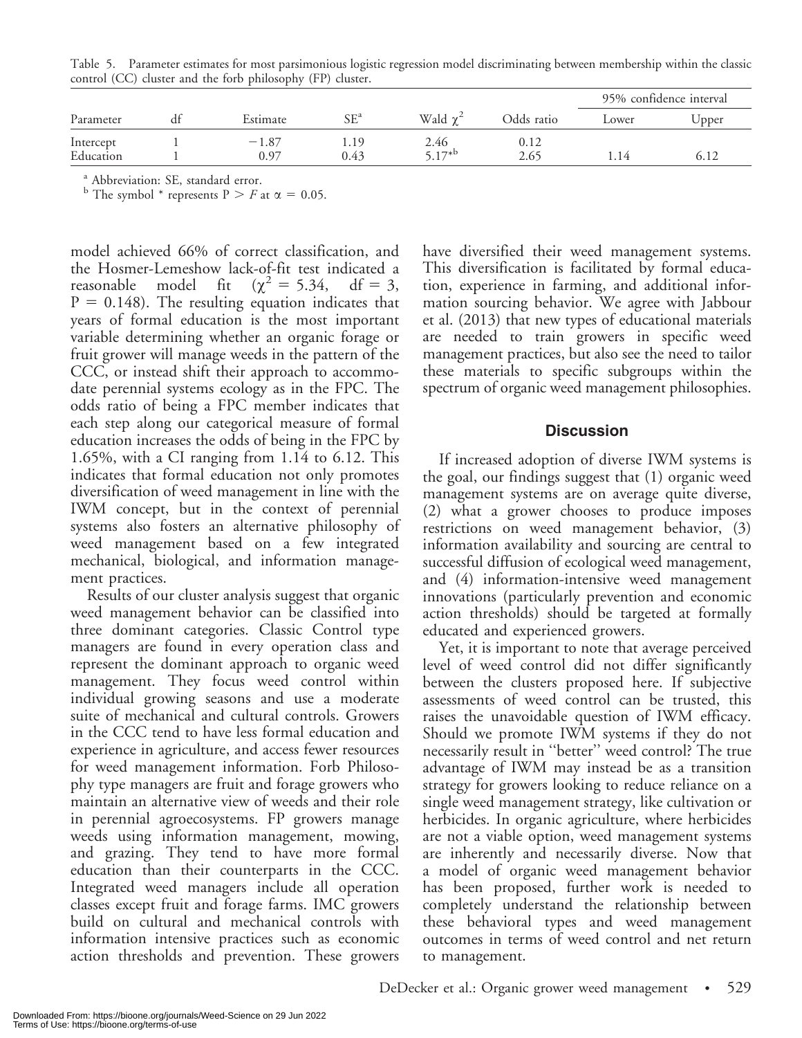Table 5. Parameter estimates for most parsimonious logistic regression model discriminating between membership within the classic control (CC) cluster and the forb philosophy (FP) cluster.

| Parameter | df | Estimate | SE[a] | Wald $\chi^2$ | Odds ratio | 95% confidence interval | |
|---|---|---|---|---|---|---|---|
| | | | | | | Lower | Upper |
| Intercept | 1 | −1.87 | 1.19 | 2.46 | 0.12 | | |
| Education | 1 | 0.97 | 0.43 | 5.17*[b] | 2.65 | 1.14 | 6.12 |

[a] Abbreviation: SE, standard error.

[b] The symbol * represents $P > F$ at $\alpha = 0.05$.

model achieved 66% of correct classification, and the Hosmer-Lemeshow lack-of-fit test indicated a reasonable model fit ($\chi^2 = 5.34$, df = 3, $P = 0.148$). The resulting equation indicates that years of formal education is the most important variable determining whether an organic forage or fruit grower will manage weeds in the pattern of the CCC, or instead shift their approach to accommodate perennial systems ecology as in the FPC. The odds ratio of being a FPC member indicates that each step along our categorical measure of formal education increases the odds of being in the FPC by 1.65%, with a CI ranging from 1.14 to 6.12. This indicates that formal education not only promotes diversification of weed management in line with the IWM concept, but in the context of perennial systems also fosters an alternative philosophy of weed management based on a few integrated mechanical, biological, and information management practices.

Results of our cluster analysis suggest that organic weed management behavior can be classified into three dominant categories. Classic Control type managers are found in every operation class and represent the dominant approach to organic weed management. They focus weed control within individual growing seasons and use a moderate suite of mechanical and cultural controls. Growers in the CCC tend to have less formal education and experience in agriculture, and access fewer resources for weed management information. Forb Philosophy type managers are fruit and forage growers who maintain an alternative view of weeds and their role in perennial agroecosystems. FP growers manage weeds using information management, mowing, and grazing. They tend to have more formal education than their counterparts in the CCC. Integrated weed managers include all operation classes except fruit and forage farms. IMC growers build on cultural and mechanical controls with information intensive practices such as economic action thresholds and prevention. These growers have diversified their weed management systems. This diversification is facilitated by formal education, experience in farming, and additional information sourcing behavior. We agree with Jabbour et al. (2013) that new types of educational materials are needed to train growers in specific weed management practices, but also see the need to tailor these materials to specific subgroups within the spectrum of organic weed management philosophies.

## Discussion

If increased adoption of diverse IWM systems is the goal, our findings suggest that (1) organic weed management systems are on average quite diverse, (2) what a grower chooses to produce imposes restrictions on weed management behavior, (3) information availability and sourcing are central to successful diffusion of ecological weed management, and (4) information-intensive weed management innovations (particularly prevention and economic action thresholds) should be targeted at formally educated and experienced growers.

Yet, it is important to note that average perceived level of weed control did not differ significantly between the clusters proposed here. If subjective assessments of weed control can be trusted, this raises the unavoidable question of IWM efficacy. Should we promote IWM systems if they do not necessarily result in "better" weed control? The true advantage of IWM may instead be as a transition strategy for growers looking to reduce reliance on a single weed management strategy, like cultivation or herbicides. In organic agriculture, where herbicides are not a viable option, weed management systems are inherently and necessarily diverse. Now that a model of organic weed management behavior has been proposed, further work is needed to completely understand the relationship between these behavioral types and weed management outcomes in terms of weed control and net return to management.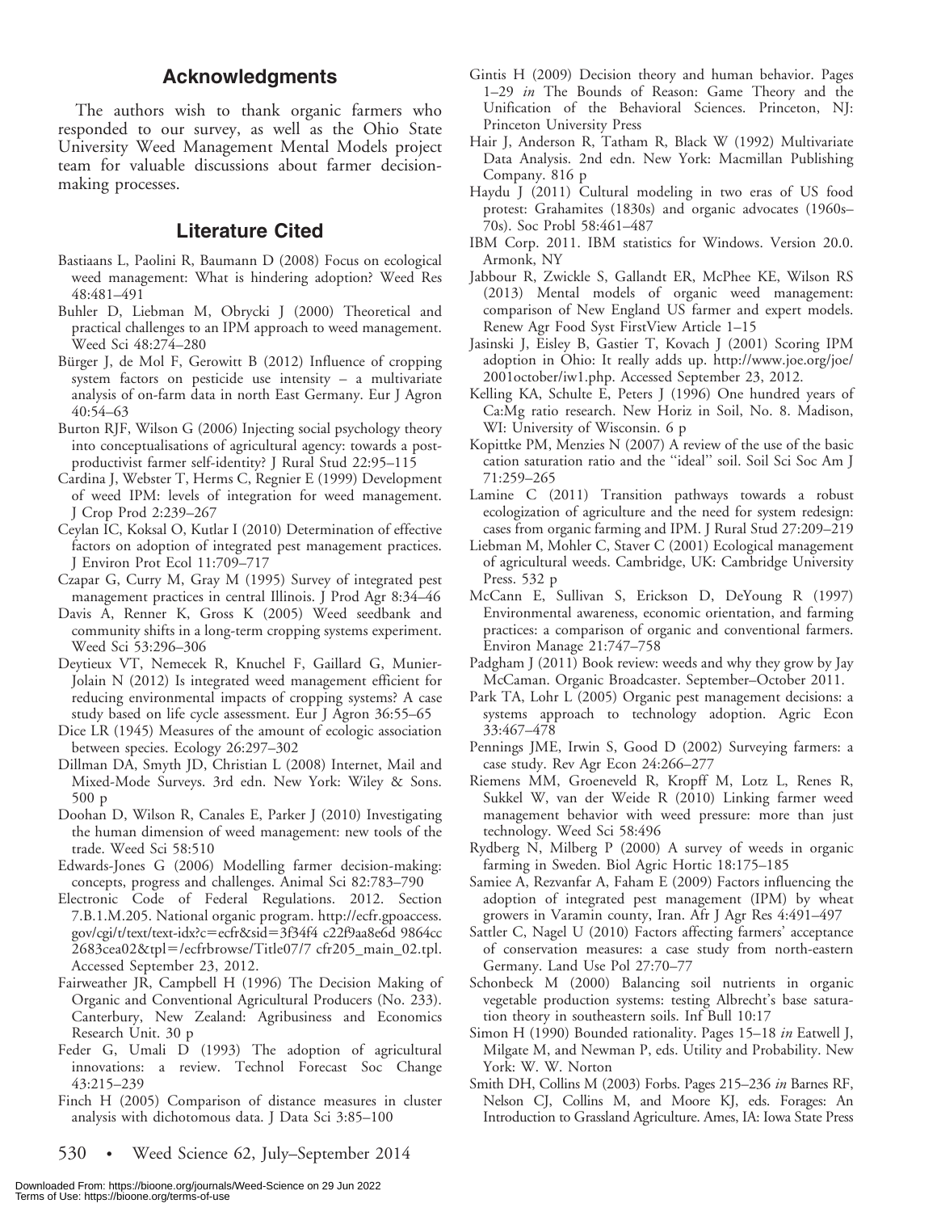## Acknowledgments

The authors wish to thank organic farmers who responded to our survey, as well as the Ohio State University Weed Management Mental Models project team for valuable discussions about farmer decision-making processes.

## Literature Cited

Bastiaans L, Paolini R, Baumann D (2008) Focus on ecological weed management: What is hindering adoption? Weed Res 48:481–491

Buhler D, Liebman M, Obrycki J (2000) Theoretical and practical challenges to an IPM approach to weed management. Weed Sci 48:274–280

Bürger J, de Mol F, Gerowitt B (2012) Influence of cropping system factors on pesticide use intensity – a multivariate analysis of on-farm data in north East Germany. Eur J Agron 40:54–63

Burton RJF, Wilson G (2006) Injecting social psychology theory into conceptualisations of agricultural agency: towards a post-productivist farmer self-identity? J Rural Stud 22:95–115

Cardina J, Webster T, Herms C, Regnier E (1999) Development of weed IPM: levels of integration for weed management. J Crop Prod 2:239–267

Ceylan IC, Koksal O, Kutlar I (2010) Determination of effective factors on adoption of integrated pest management practices. J Environ Prot Ecol 11:709–717

Czapar G, Curry M, Gray M (1995) Survey of integrated pest management practices in central Illinois. J Prod Agr 8:34–46

Davis A, Renner K, Gross K (2005) Weed seedbank and community shifts in a long-term cropping systems experiment. Weed Sci 53:296–306

Deytieux VT, Nemecek R, Knuchel F, Gaillard G, Munier-Jolain N (2012) Is integrated weed management efficient for reducing environmental impacts of cropping systems? A case study based on life cycle assessment. Eur J Agron 36:55–65

Dice LR (1945) Measures of the amount of ecologic association between species. Ecology 26:297–302

Dillman DA, Smyth JD, Christian L (2008) Internet, Mail and Mixed-Mode Surveys. 3rd edn. New York: Wiley & Sons. 500 p

Doohan D, Wilson R, Canales E, Parker J (2010) Investigating the human dimension of weed management: new tools of the trade. Weed Sci 58:510

Edwards-Jones G (2006) Modelling farmer decision-making: concepts, progress and challenges. Animal Sci 82:783–790

Electronic Code of Federal Regulations. 2012. Section 7.B.1.M.205. National organic program. http://ecfr.gpoaccess.gov/cgi/t/text/text-idx?c=ecfr&sid=3f34f4 c22f9aa8e6d 9864cc 2683cea02&tpl=/ecfrbrowse/Title07/7 cfr205_main_02.tpl. Accessed September 23, 2012.

Fairweather JR, Campbell H (1996) The Decision Making of Organic and Conventional Agricultural Producers (No. 233). Canterbury, New Zealand: Agribusiness and Economics Research Unit. 30 p

Feder G, Umali D (1993) The adoption of agricultural innovations: a review. Technol Forecast Soc Change 43:215–239

Finch H (2005) Comparison of distance measures in cluster analysis with dichotomous data. J Data Sci 3:85–100

Gintis H (2009) Decision theory and human behavior. Pages 1–29 *in* The Bounds of Reason: Game Theory and the Unification of the Behavioral Sciences. Princeton, NJ: Princeton University Press

Hair J, Anderson R, Tatham R, Black W (1992) Multivariate Data Analysis. 2nd edn. New York: Macmillan Publishing Company. 816 p

Haydu J (2011) Cultural modeling in two eras of US food protest: Grahamites (1830s) and organic advocates (1960s–70s). Soc Probl 58:461–487

IBM Corp. 2011. IBM statistics for Windows. Version 20.0. Armonk, NY

Jabbour R, Zwickle S, Gallandt ER, McPhee KE, Wilson RS (2013) Mental models of organic weed management: comparison of New England US farmer and expert models. Renew Agr Food Syst FirstView Article 1–15

Jasinski J, Eisley B, Gastier T, Kovach J (2001) Scoring IPM adoption in Ohio: It really adds up. http://www.joe.org/joe/2001october/iw1.php. Accessed September 23, 2012.

Kelling KA, Schulte E, Peters J (1996) One hundred years of Ca:Mg ratio research. New Horiz in Soil, No. 8. Madison, WI: University of Wisconsin. 6 p

Kopittke PM, Menzies N (2007) A review of the use of the basic cation saturation ratio and the ''ideal'' soil. Soil Sci Soc Am J 71:259–265

Lamine C (2011) Transition pathways towards a robust ecologization of agriculture and the need for system redesign: cases from organic farming and IPM. J Rural Stud 27:209–219

Liebman M, Mohler C, Staver C (2001) Ecological management of agricultural weeds. Cambridge, UK: Cambridge University Press. 532 p

McCann E, Sullivan S, Erickson D, DeYoung R (1997) Environmental awareness, economic orientation, and farming practices: a comparison of organic and conventional farmers. Environ Manage 21:747–758

Padgham J (2011) Book review: weeds and why they grow by Jay McCaman. Organic Broadcaster. September–October 2011.

Park TA, Lohr L (2005) Organic pest management decisions: a systems approach to technology adoption. Agric Econ 33:467–478

Pennings JME, Irwin S, Good D (2002) Surveying farmers: a case study. Rev Agr Econ 24:266–277

Riemens MM, Groeneveld R, Kropff M, Lotz L, Renes R, Sukkel W, van der Weide R (2010) Linking farmer weed management behavior with weed pressure: more than just technology. Weed Sci 58:496

Rydberg N, Milberg P (2000) A survey of weeds in organic farming in Sweden. Biol Agric Hortic 18:175–185

Samiee A, Rezvanfar A, Faham E (2009) Factors influencing the adoption of integrated pest management (IPM) by wheat growers in Varamin county, Iran. Afr J Agr Res 4:491–497

Sattler C, Nagel U (2010) Factors affecting farmers' acceptance of conservation measures: a case study from north-eastern Germany. Land Use Pol 27:70–77

Schonbeck M (2000) Balancing soil nutrients in organic vegetable production systems: testing Albrecht's base saturation theory in southeastern soils. Inf Bull 10:17

Simon H (1990) Bounded rationality. Pages 15–18 *in* Eatwell J, Milgate M, and Newman P, eds. Utility and Probability. New York: W. W. Norton

Smith DH, Collins M (2003) Forbs. Pages 215–236 *in* Barnes RF, Nelson CJ, Collins M, and Moore KJ, eds. Forages: An Introduction to Grassland Agriculture. Ames, IA: Iowa State Press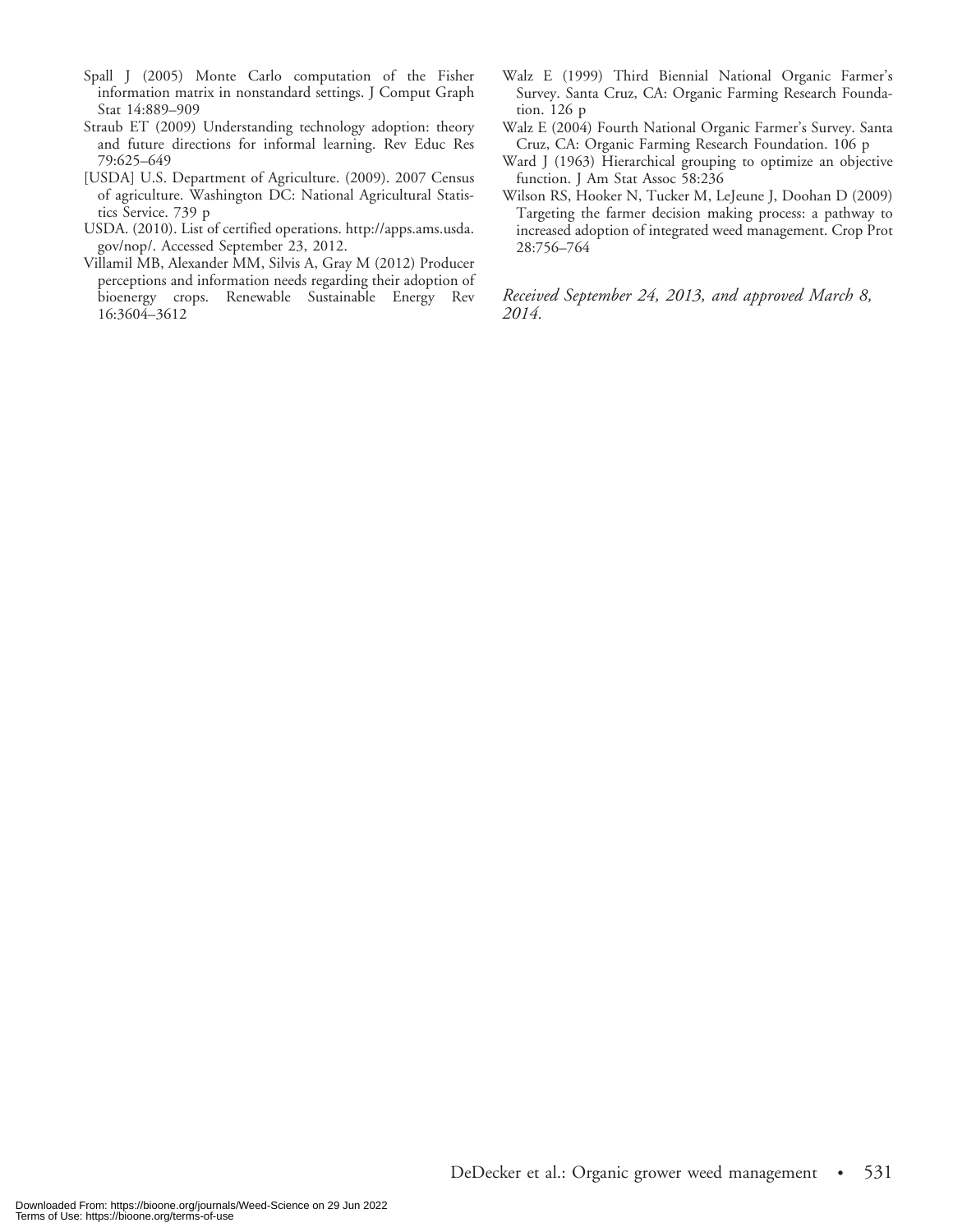Spall J (2005) Monte Carlo computation of the Fisher information matrix in nonstandard settings. J Comput Graph Stat 14:889–909

Straub ET (2009) Understanding technology adoption: theory and future directions for informal learning. Rev Educ Res 79:625–649

[USDA] U.S. Department of Agriculture. (2009). 2007 Census of agriculture. Washington DC: National Agricultural Statistics Service. 739 p

USDA. (2010). List of certified operations. http://apps.ams.usda.gov/nop/. Accessed September 23, 2012.

Villamil MB, Alexander MM, Silvis A, Gray M (2012) Producer perceptions and information needs regarding their adoption of bioenergy crops. Renewable Sustainable Energy Rev 16:3604–3612

Walz E (1999) Third Biennial National Organic Farmer's Survey. Santa Cruz, CA: Organic Farming Research Foundation. 126 p

Walz E (2004) Fourth National Organic Farmer's Survey. Santa Cruz, CA: Organic Farming Research Foundation. 106 p

Ward J (1963) Hierarchical grouping to optimize an objective function. J Am Stat Assoc 58:236

Wilson RS, Hooker N, Tucker M, LeJeune J, Doohan D (2009) Targeting the farmer decision making process: a pathway to increased adoption of integrated weed management. Crop Prot 28:756–764

*Received September 24, 2013, and approved March 8, 2014.*